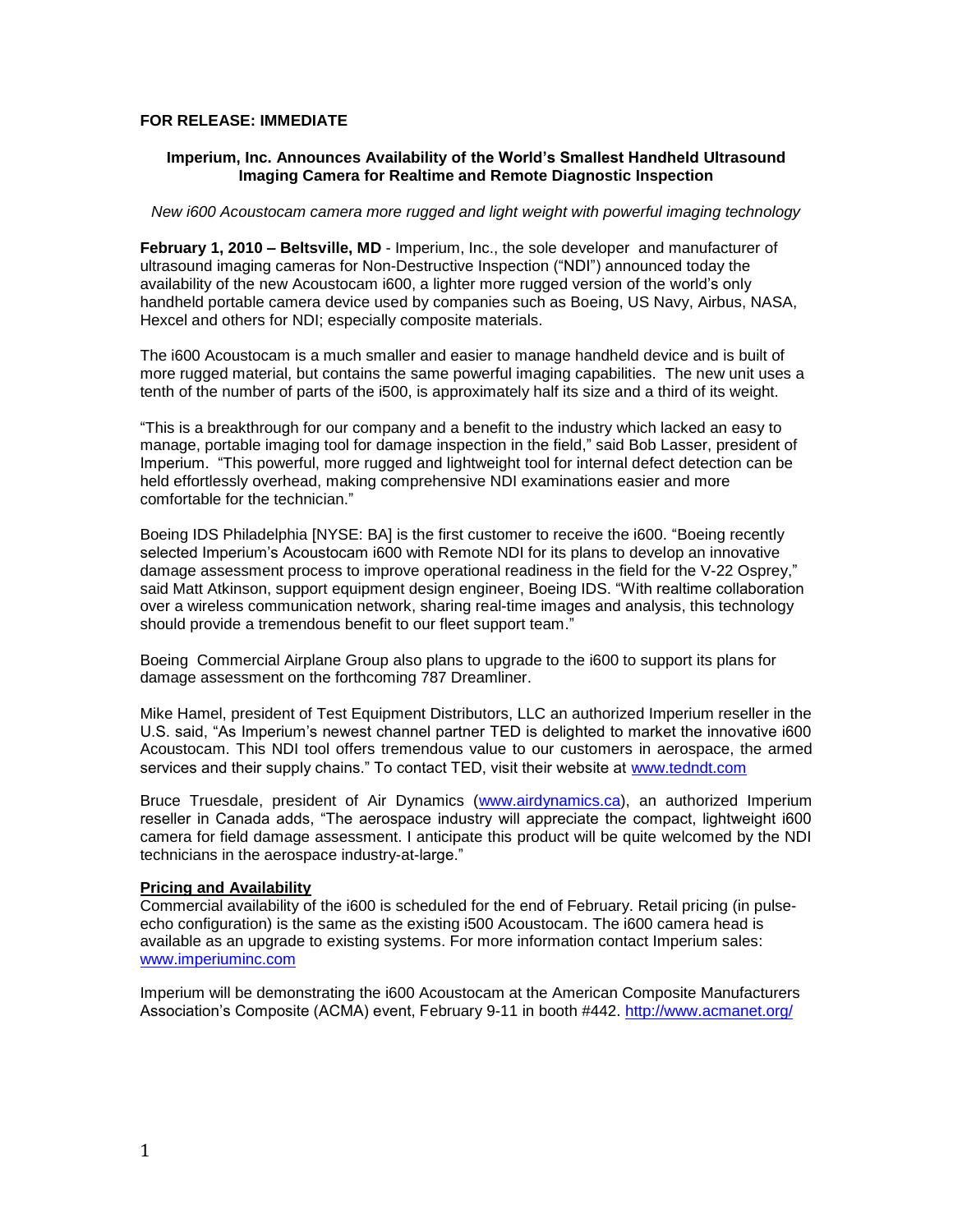**FOR RELEASE: IMMEDIATE**

**Imperium, Inc. Announces Availability of the World's Smallest Handheld Ultrasound Imaging Camera for Realtime and Remote Diagnostic Inspection**

*New i600 Acoustocam camera more rugged and light weight with powerful imaging technology*

**February 1, 2010 – Beltsville, MD** - Imperium, Inc., the sole developer and manufacturer of ultrasound imaging cameras for Non-Destructive Inspection ("NDI") announced today the availability of the new Acoustocam i600, a lighter more rugged version of the world's only handheld portable camera device used by companies such as Boeing, US Navy, Airbus, NASA, Hexcel and others for NDI; especially composite materials.

The i600 Acoustocam is a much smaller and easier to manage handheld device and is built of more rugged material, but contains the same powerful imaging capabilities. The new unit uses a tenth of the number of parts of the i500, is approximately half its size and a third of its weight.

"This is a breakthrough for our company and a benefit to the industry which lacked an easy to manage, portable imaging tool for damage inspection in the field," said Bob Lasser, president of Imperium. "This powerful, more rugged and lightweight tool for internal defect detection can be held effortlessly overhead, making comprehensive NDI examinations easier and more comfortable for the technician."

Boeing IDS Philadelphia [NYSE: BA] is the first customer to receive the i600. "Boeing recently selected Imperium's Acoustocam i600 with Remote NDI for its plans to develop an innovative damage assessment process to improve operational readiness in the field for the V-22 Osprey," said Matt Atkinson, support equipment design engineer, Boeing IDS. "With realtime collaboration over a wireless communication network, sharing real-time images and analysis, this technology should provide a tremendous benefit to our fleet support team."

Boeing Commercial Airplane Group also plans to upgrade to the i600 to support its plans for damage assessment on the forthcoming 787 Dreamliner.

Mike Hamel, president of Test Equipment Distributors, LLC an authorized Imperium reseller in the U.S. said, "As Imperium's newest channel partner TED is delighted to market the innovative i600 Acoustocam. This NDI tool offers tremendous value to our customers in aerospace, the armed services and their supply chains." To contact TED, visit their website at www.tedndt.com

Bruce Truesdale, president of Air Dynamics (www.airdynamics.ca), an authorized Imperium reseller in Canada adds, "The aerospace industry will appreciate the compact, lightweight i600 camera for field damage assessment. I anticipate this product will be quite welcomed by the NDI technicians in the aerospace industry-at-large."

**Pricing and Availability**

Commercial availability of the i600 is scheduled for the end of February. Retail pricing (in pulse-echo configuration) is the same as the existing i500 Acoustocam. The i600 camera head is available as an upgrade to existing systems. For more information contact Imperium sales: www.imperiuminc.com

Imperium will be demonstrating the i600 Acoustocam at the American Composite Manufacturers Association's Composite (ACMA) event, February 9-11 in booth #442. http://www.acmanet.org/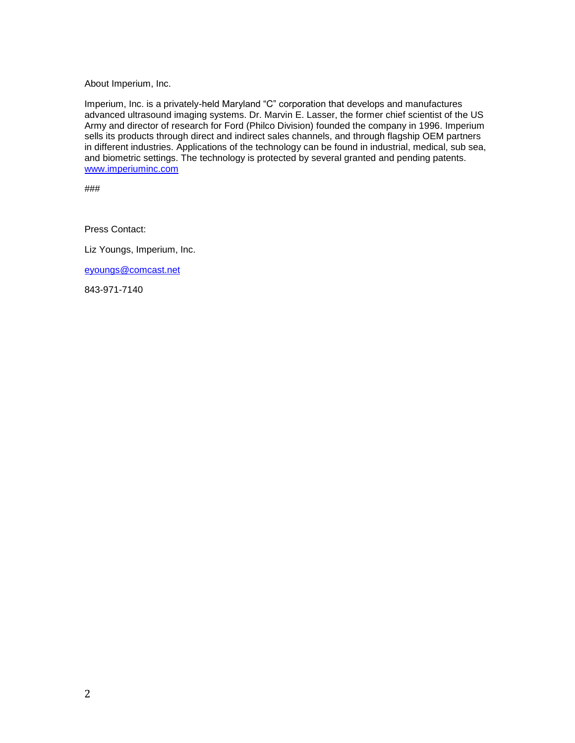About Imperium, Inc.

Imperium, Inc. is a privately-held Maryland “C” corporation that develops and manufactures advanced ultrasound imaging systems. Dr. Marvin E. Lasser, the former chief scientist of the US Army and director of research for Ford (Philco Division) founded the company in 1996. Imperium sells its products through direct and indirect sales channels, and through flagship OEM partners in different industries. Applications of the technology can be found in industrial, medical, sub sea, and biometric settings. The technology is protected by several granted and pending patents. www.imperiuminc.com

###

Press Contact:

Liz Youngs, Imperium, Inc.

eyoungs@comcast.net

843-971-7140